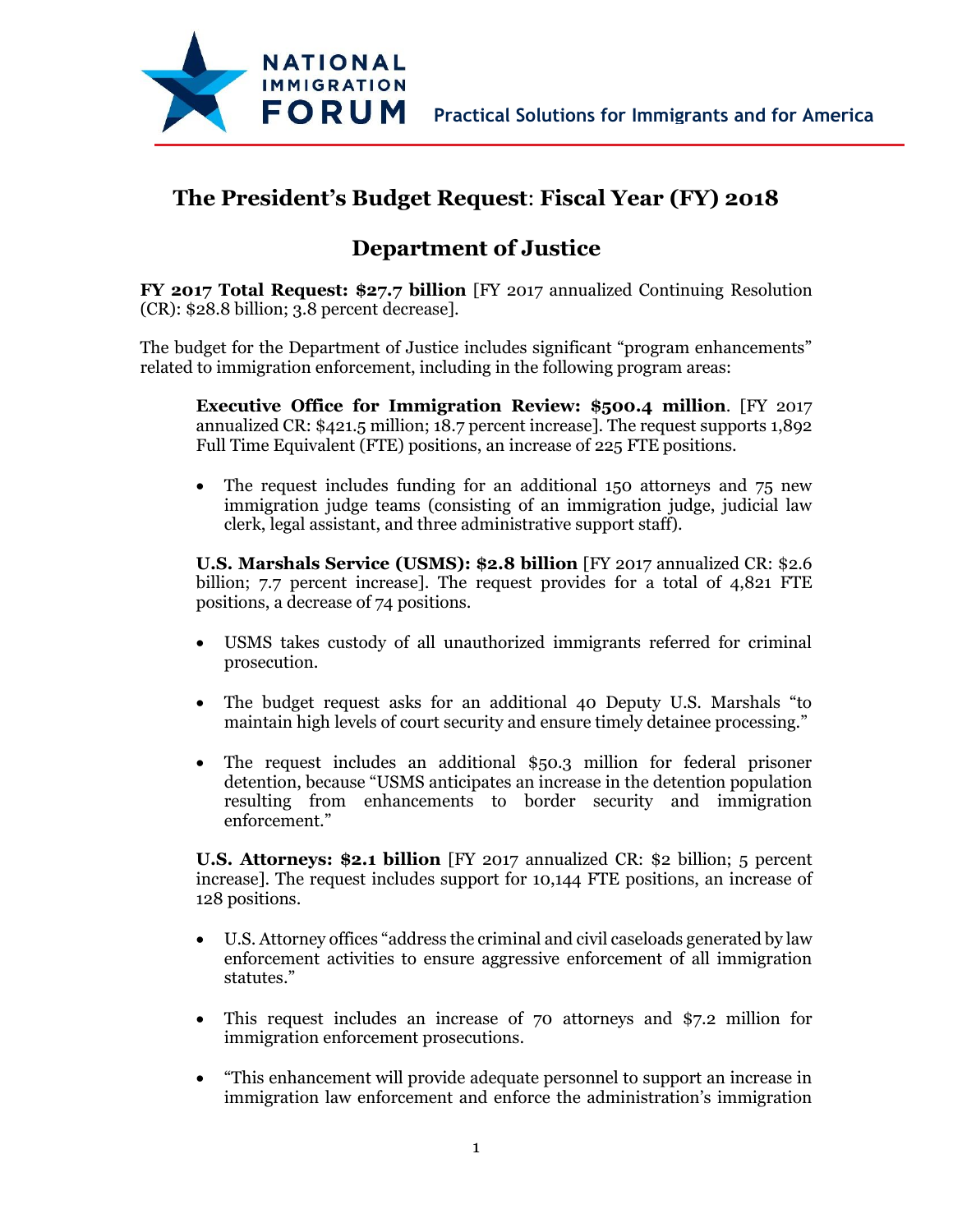# The President's Budget Request: Fiscal Year (FY) 2018

## Department of Justice

**FY 2017 Total Request: $27.7 billion** [FY 2017 annualized Continuing Resolution (CR): $28.8 billion; 3.8 percent decrease].

The budget for the Department of Justice includes significant "program enhancements" related to immigration enforcement, including in the following program areas:

**Executive Office for Immigration Review: $500.4 million**. [FY 2017 annualized CR: $421.5 million; 18.7 percent increase]. The request supports 1,892 Full Time Equivalent (FTE) positions, an increase of 225 FTE positions.

- The request includes funding for an additional 150 attorneys and 75 new immigration judge teams (consisting of an immigration judge, judicial law clerk, legal assistant, and three administrative support staff).

**U.S. Marshals Service (USMS): $2.8 billion** [FY 2017 annualized CR: $2.6 billion; 7.7 percent increase]. The request provides for a total of 4,821 FTE positions, a decrease of 74 positions.

- USMS takes custody of all unauthorized immigrants referred for criminal prosecution.
- The budget request asks for an additional 40 Deputy U.S. Marshals "to maintain high levels of court security and ensure timely detainee processing."
- The request includes an additional $50.3 million for federal prisoner detention, because "USMS anticipates an increase in the detention population resulting from enhancements to border security and immigration enforcement."

**U.S. Attorneys: $2.1 billion** [FY 2017 annualized CR: $2 billion; 5 percent increase]. The request includes support for 10,144 FTE positions, an increase of 128 positions.

- U.S. Attorney offices "address the criminal and civil caseloads generated by law enforcement activities to ensure aggressive enforcement of all immigration statutes."
- This request includes an increase of 70 attorneys and $7.2 million for immigration enforcement prosecutions.
- "This enhancement will provide adequate personnel to support an increase in immigration law enforcement and enforce the administration's immigration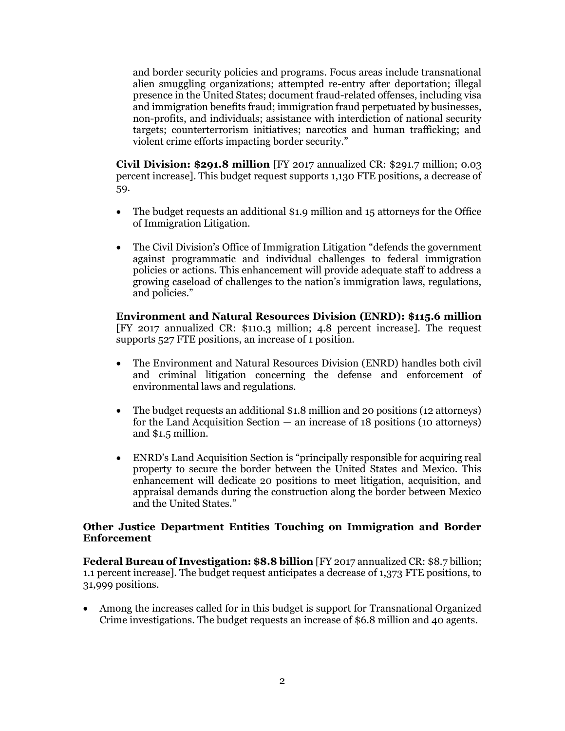and border security policies and programs. Focus areas include transnational alien smuggling organizations; attempted re-entry after deportation; illegal presence in the United States; document fraud-related offenses, including visa and immigration benefits fraud; immigration fraud perpetuated by businesses, non-profits, and individuals; assistance with interdiction of national security targets; counterterrorism initiatives; narcotics and human trafficking; and violent crime efforts impacting border security."

**Civil Division: $291.8 million** [FY 2017 annualized CR: $291.7 million; 0.03 percent increase]. This budget request supports 1,130 FTE positions, a decrease of 59.

- The budget requests an additional $1.9 million and 15 attorneys for the Office of Immigration Litigation.
- The Civil Division's Office of Immigration Litigation "defends the government against programmatic and individual challenges to federal immigration policies or actions. This enhancement will provide adequate staff to address a growing caseload of challenges to the nation's immigration laws, regulations, and policies."

**Environment and Natural Resources Division (ENRD): $115.6 million** [FY 2017 annualized CR: $110.3 million; 4.8 percent increase]. The request supports 527 FTE positions, an increase of 1 position.

- The Environment and Natural Resources Division (ENRD) handles both civil and criminal litigation concerning the defense and enforcement of environmental laws and regulations.
- The budget requests an additional $1.8 million and 20 positions (12 attorneys) for the Land Acquisition Section — an increase of 18 positions (10 attorneys) and $1.5 million.
- ENRD's Land Acquisition Section is "principally responsible for acquiring real property to secure the border between the United States and Mexico. This enhancement will dedicate 20 positions to meet litigation, acquisition, and appraisal demands during the construction along the border between Mexico and the United States."

### Other Justice Department Entities Touching on Immigration and Border Enforcement

**Federal Bureau of Investigation: $8.8 billion** [FY 2017 annualized CR: $8.7 billion; 1.1 percent increase]. The budget request anticipates a decrease of 1,373 FTE positions, to 31,999 positions.

- Among the increases called for in this budget is support for Transnational Organized Crime investigations. The budget requests an increase of $6.8 million and 40 agents.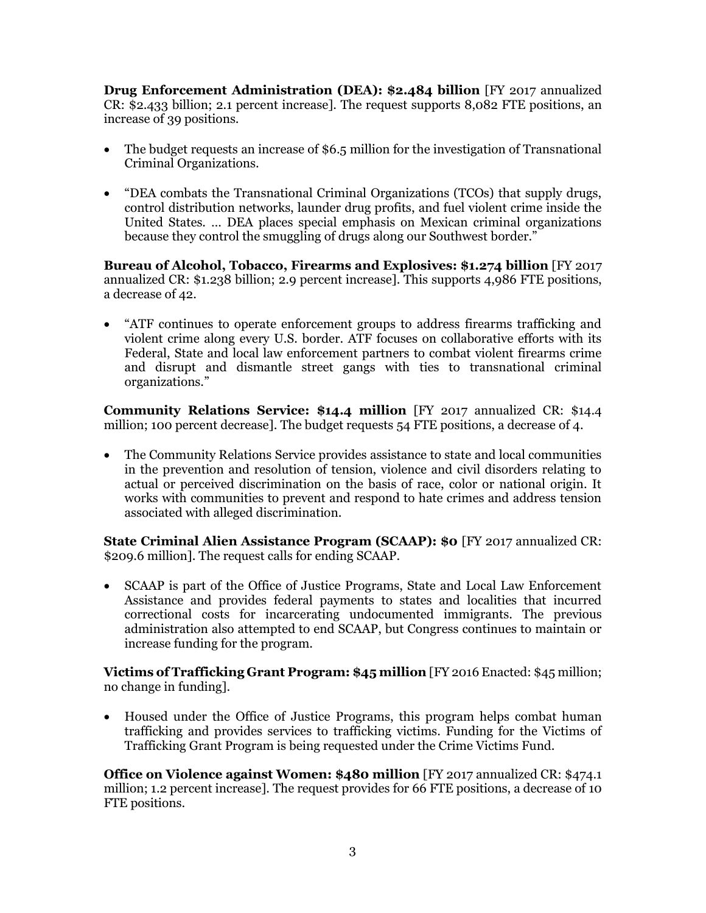**Drug Enforcement Administration (DEA): $2.484 billion** [FY 2017 annualized CR: $2.433 billion; 2.1 percent increase]. The request supports 8,082 FTE positions, an increase of 39 positions.

- The budget requests an increase of $6.5 million for the investigation of Transnational Criminal Organizations.
- "DEA combats the Transnational Criminal Organizations (TCOs) that supply drugs, control distribution networks, launder drug profits, and fuel violent crime inside the United States. ... DEA places special emphasis on Mexican criminal organizations because they control the smuggling of drugs along our Southwest border."

**Bureau of Alcohol, Tobacco, Firearms and Explosives: $1.274 billion** [FY 2017 annualized CR: $1.238 billion; 2.9 percent increase]. This supports 4,986 FTE positions, a decrease of 42.

- "ATF continues to operate enforcement groups to address firearms trafficking and violent crime along every U.S. border. ATF focuses on collaborative efforts with its Federal, State and local law enforcement partners to combat violent firearms crime and disrupt and dismantle street gangs with ties to transnational criminal organizations."

**Community Relations Service: $14.4 million** [FY 2017 annualized CR: $14.4 million; 100 percent decrease]. The budget requests 54 FTE positions, a decrease of 4.

- The Community Relations Service provides assistance to state and local communities in the prevention and resolution of tension, violence and civil disorders relating to actual or perceived discrimination on the basis of race, color or national origin. It works with communities to prevent and respond to hate crimes and address tension associated with alleged discrimination.

**State Criminal Alien Assistance Program (SCAAP): $0** [FY 2017 annualized CR: $209.6 million]. The request calls for ending SCAAP.

- SCAAP is part of the Office of Justice Programs, State and Local Law Enforcement Assistance and provides federal payments to states and localities that incurred correctional costs for incarcerating undocumented immigrants. The previous administration also attempted to end SCAAP, but Congress continues to maintain or increase funding for the program.

**Victims of Trafficking Grant Program: $45 million** [FY 2016 Enacted: $45 million; no change in funding].

- Housed under the Office of Justice Programs, this program helps combat human trafficking and provides services to trafficking victims. Funding for the Victims of Trafficking Grant Program is being requested under the Crime Victims Fund.

**Office on Violence against Women: $480 million** [FY 2017 annualized CR: $474.1 million; 1.2 percent increase]. The request provides for 66 FTE positions, a decrease of 10 FTE positions.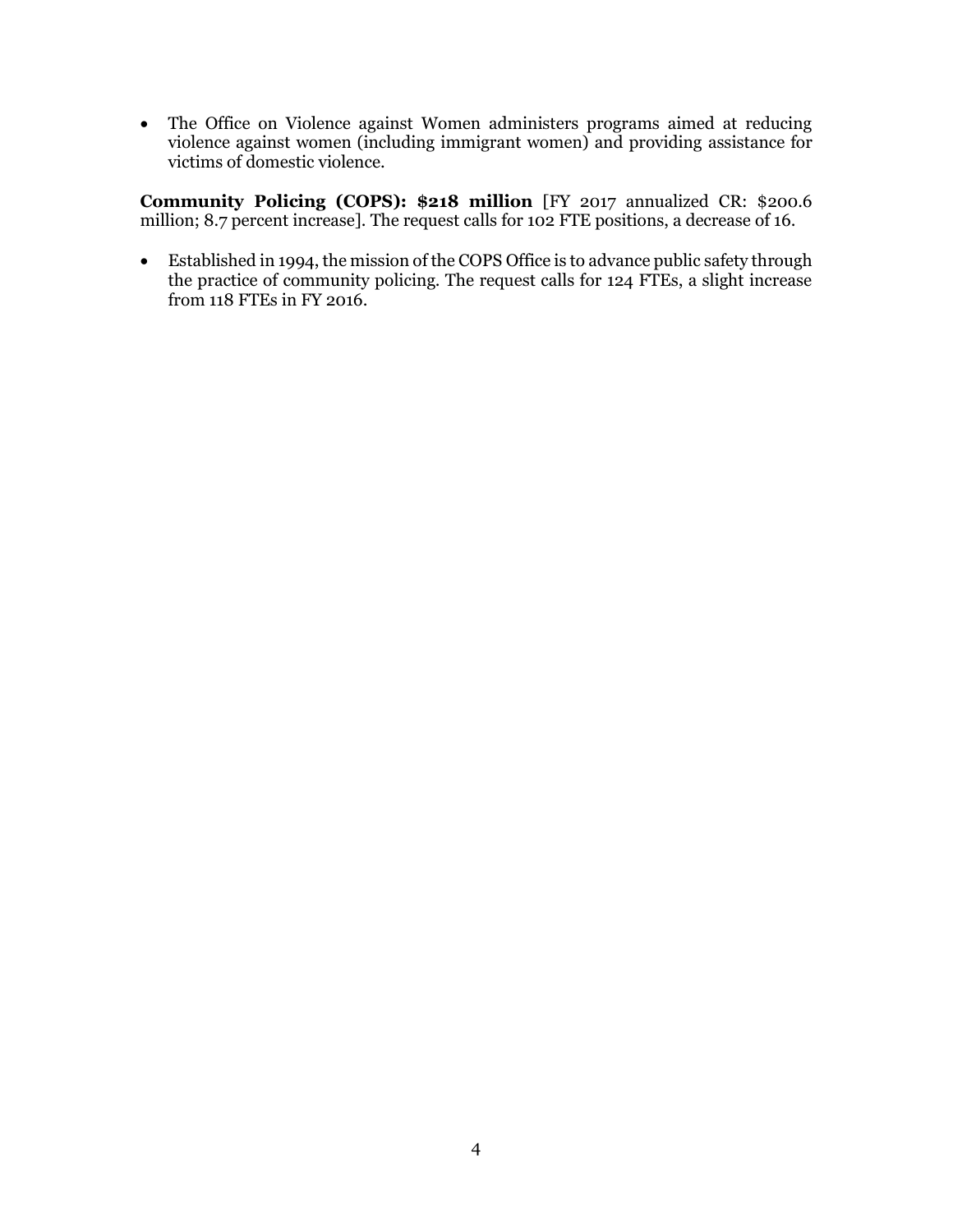- The Office on Violence against Women administers programs aimed at reducing violence against women (including immigrant women) and providing assistance for victims of domestic violence.

**Community Policing (COPS): $218 million** [FY 2017 annualized CR: $200.6 million; 8.7 percent increase]. The request calls for 102 FTE positions, a decrease of 16.

- Established in 1994, the mission of the COPS Office is to advance public safety through the practice of community policing. The request calls for 124 FTEs, a slight increase from 118 FTEs in FY 2016.